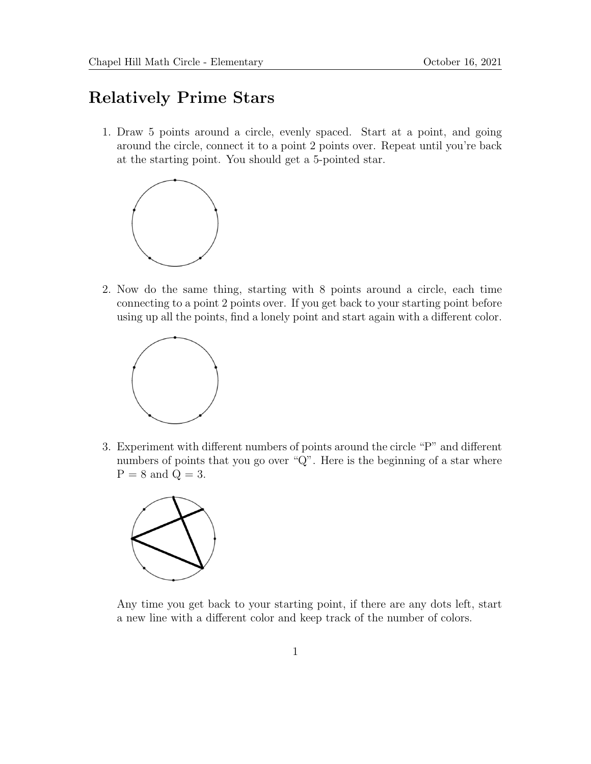# Relatively Prime Stars

1. Draw 5 points around a circle, evenly spaced. Start at a point, and going around the circle, connect it to a point 2 points over. Repeat until you're back at the starting point. You should get a 5-pointed star.

2. Now do the same thing, starting with 8 points around a circle, each time connecting to a point 2 points over. If you get back to your starting point before using up all the points, find a lonely point and start again with a different color.

3. Experiment with different numbers of points around the circle "P" and different numbers of points that you go over "Q". Here is the beginning of a star where P = 8 and Q = 3.

   Any time you get back to your starting point, if there are any dots left, start a new line with a different color and keep track of the number of colors.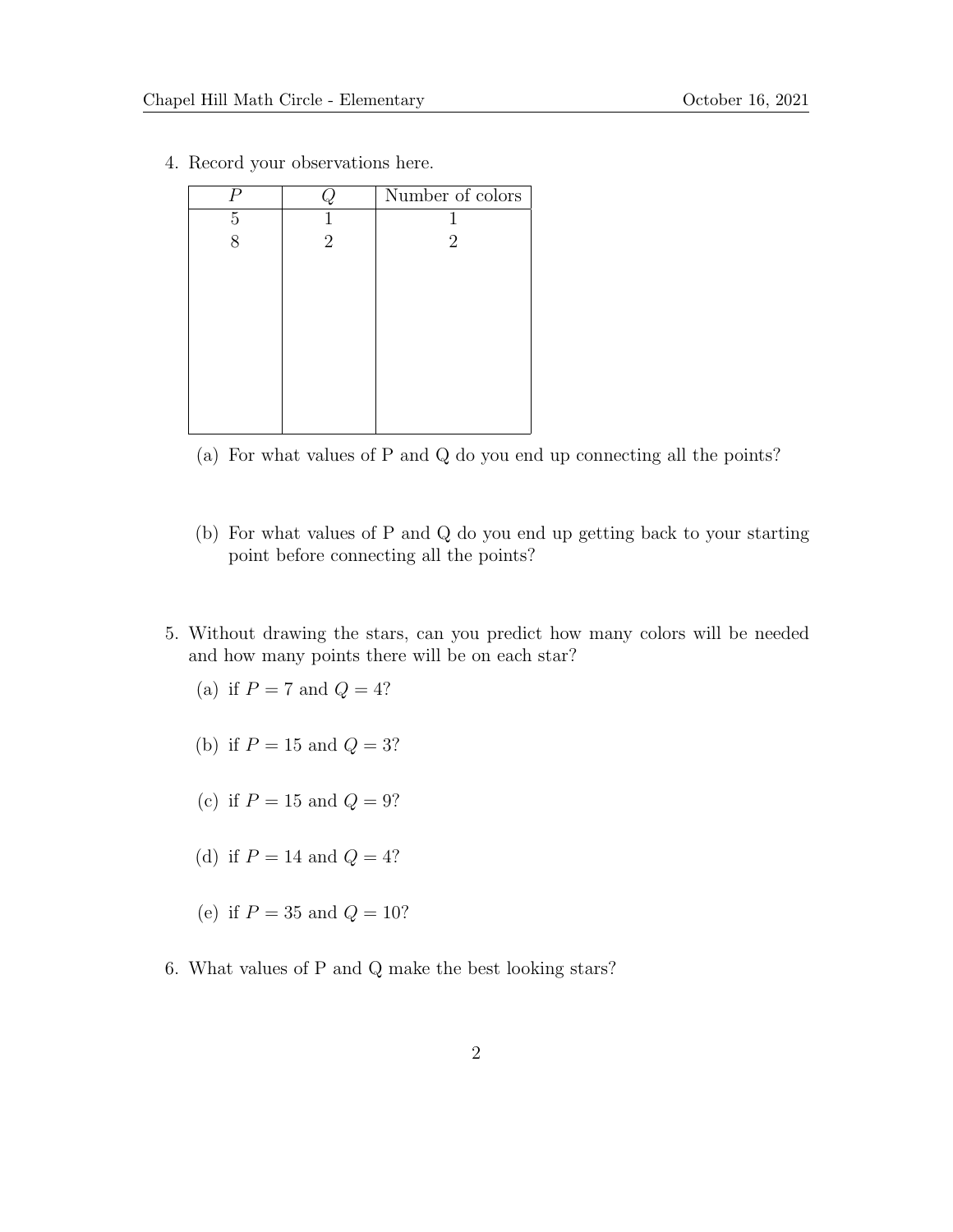4. Record your observations here.

| $P$ | $Q$ | Number of colors |
|---|---|---|
| 5 | 1 | 1 |
| 8 | 2 | 2 |
| | | |
| | | |
| | | |
| | | |
| | | |
| | | |
| | | |

   (a) For what values of P and Q do you end up connecting all the points?

   (b) For what values of P and Q do you end up getting back to your starting point before connecting all the points?

5. Without drawing the stars, can you predict how many colors will be needed and how many points there will be on each star?

   (a) if $P = 7$ and $Q = 4$?

   (b) if $P = 15$ and $Q = 3$?

   (c) if $P = 15$ and $Q = 9$?

   (d) if $P = 14$ and $Q = 4$?

   (e) if $P = 35$ and $Q = 10$?

6. What values of P and Q make the best looking stars?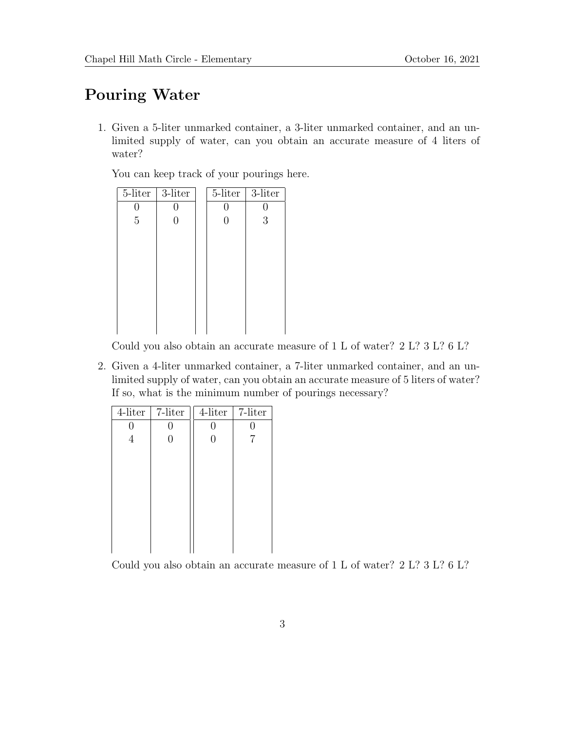# Pouring Water

1. Given a 5-liter unmarked container, a 3-liter unmarked container, and an unlimited supply of water, can you obtain an accurate measure of 4 liters of water?

   You can keep track of your pourings here.

   | 5-liter | 3-liter |
   |---|---|
   | 0 | 0 |
   | 5 | 0 |
   | | |
   | | |
   | | |
   | | |
   | | |
   | | |
   | | |
   | | |

   | 5-liter | 3-liter |
   |---|---|
   | 0 | 0 |
   | 0 | 3 |
   | | |
   | | |
   | | |
   | | |
   | | |
   | | |
   | | |
   | | |

   Could you also obtain an accurate measure of 1 L of water? 2 L? 3 L? 6 L?

2. Given a 4-liter unmarked container, a 7-liter unmarked container, and an unlimited supply of water, can you obtain an accurate measure of 5 liters of water? If so, what is the minimum number of pourings necessary?

   | 4-liter | 7-liter |
   |---|---|
   | 0 | 0 |
   | 4 | 0 |
   | | |
   | | |
   | | |
   | | |
   | | |
   | | |
   | | |
   | | |

   | 4-liter | 7-liter |
   |---|---|
   | 0 | 0 |
   | 0 | 7 |
   | | |
   | | |
   | | |
   | | |
   | | |
   | | |
   | | |
   | | |

   Could you also obtain an accurate measure of 1 L of water? 2 L? 3 L? 6 L?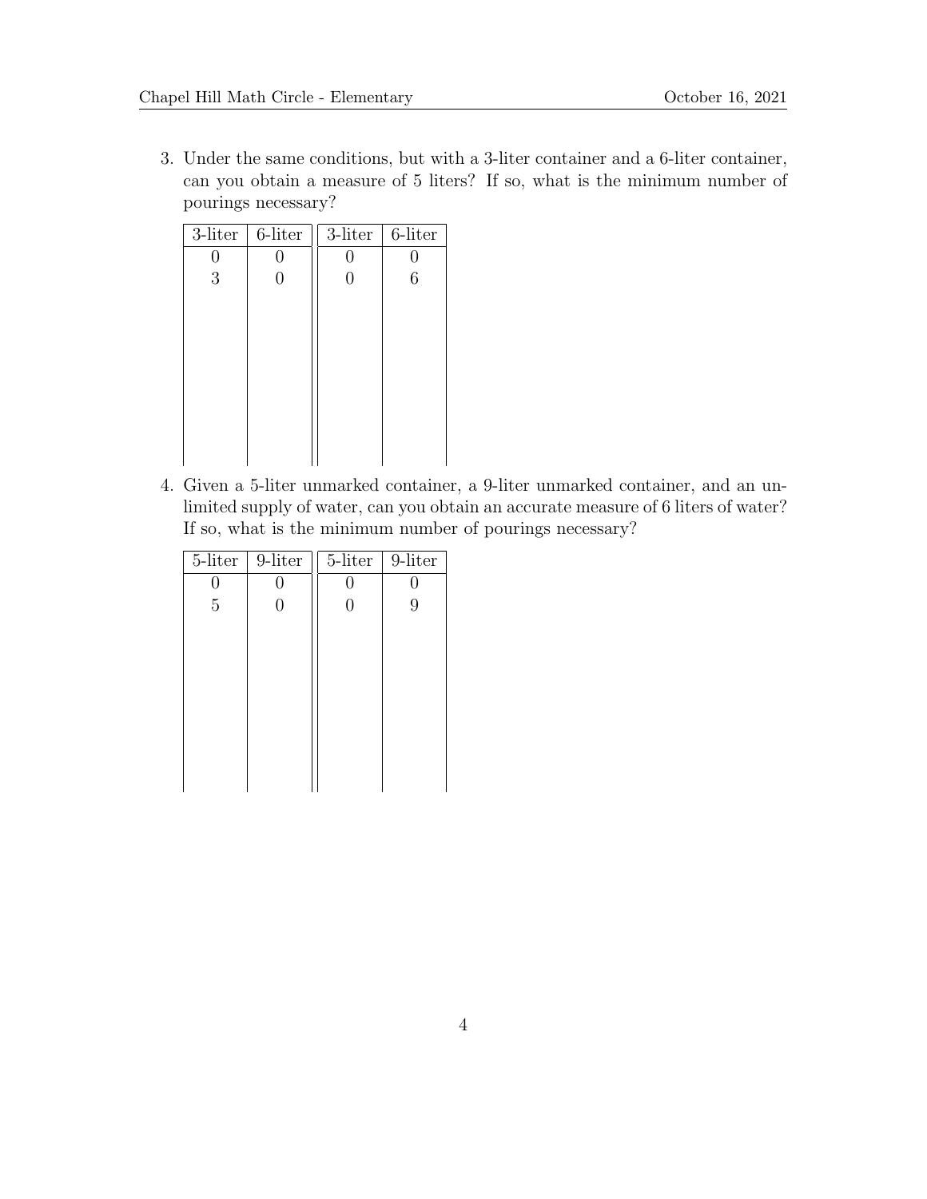3. Under the same conditions, but with a 3-liter container and a 6-liter container, can you obtain a measure of 5 liters? If so, what is the minimum number of pourings necessary?

| 3-liter | 6-liter | 3-liter | 6-liter |
|---|---|---|---|
| 0 | 0 | 0 | 0 |
| 3 | 0 | 0 | 6 |
| | | | |
| | | | |
| | | | |
| | | | |
| | | | |
| | | | |
| | | | |

4. Given a 5-liter unmarked container, a 9-liter unmarked container, and an unlimited supply of water, can you obtain an accurate measure of 6 liters of water? If so, what is the minimum number of pourings necessary?

| 5-liter | 9-liter | 5-liter | 9-liter |
|---|---|---|---|
| 0 | 0 | 0 | 0 |
| 5 | 0 | 0 | 9 |
| | | | |
| | | | |
| | | | |
| | | | |
| | | | |
| | | | |
| | | | |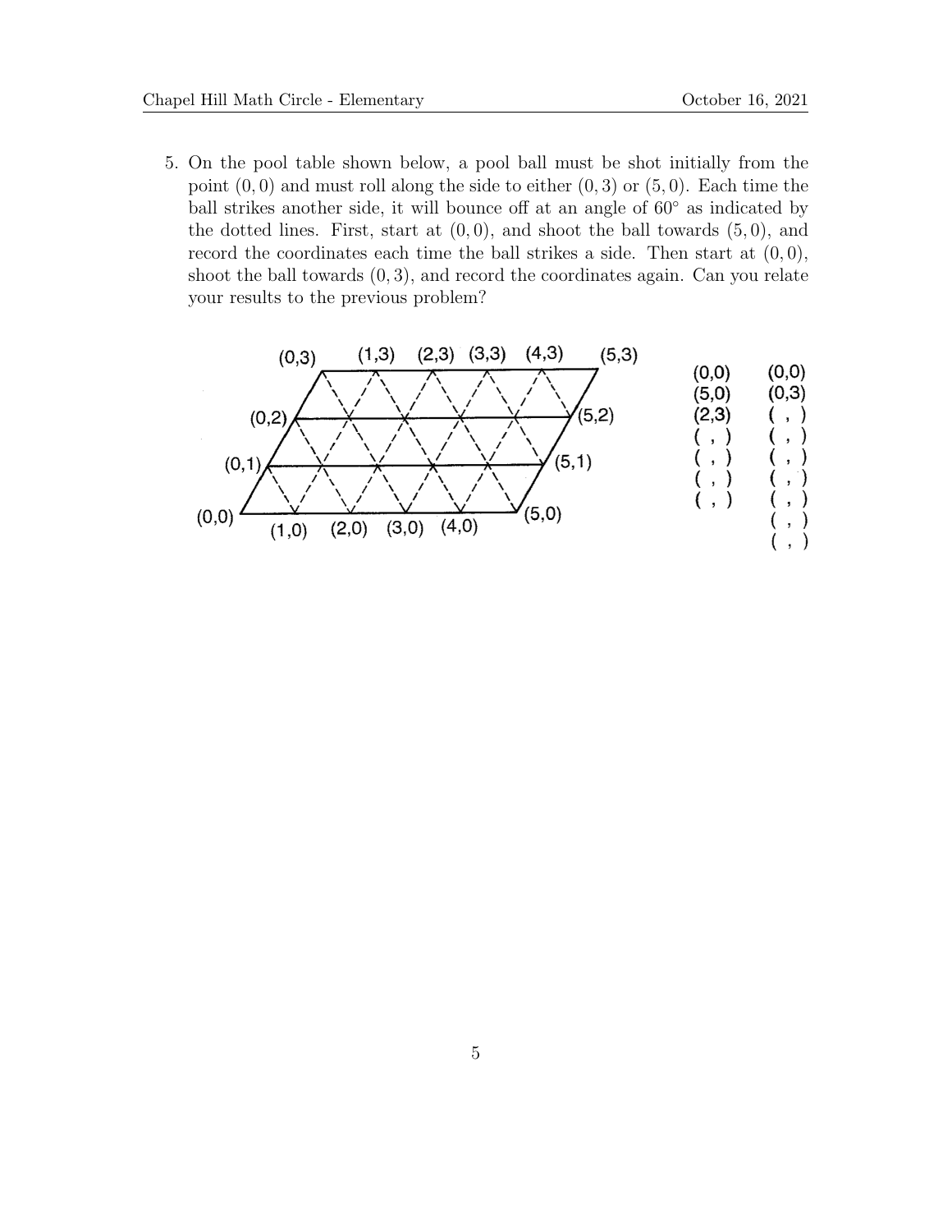5. On the pool table shown below, a pool ball must be shot initially from the point $(0, 0)$ and must roll along the side to either $(0, 3)$ or $(5, 0)$. Each time the ball strikes another side, it will bounce off at an angle of $60°$ as indicated by the dotted lines. First, start at $(0, 0)$, and shoot the ball towards $(5, 0)$, and record the coordinates each time the ball strikes a side. Then start at $(0, 0)$, shoot the ball towards $(0, 3)$, and record the coordinates again. Can you relate your results to the previous problem?

(0,3) (1,3) (2,3) (3,3) (4,3) (5,3)

(0,2) (5,2)

(0,1) (5,1)

(0,0) (1,0) (2,0) (3,0) (4,0) (5,0)

| | |
|---|---|
| (0,0) | (0,0) |
| (5,0) | (0,3) |
| (2,3) | ( , ) |
| ( , ) | ( , ) |
| ( , ) | ( , ) |
| ( , ) | ( , ) |
| ( , ) | ( , ) |
| | ( , ) |
| | ( , ) |